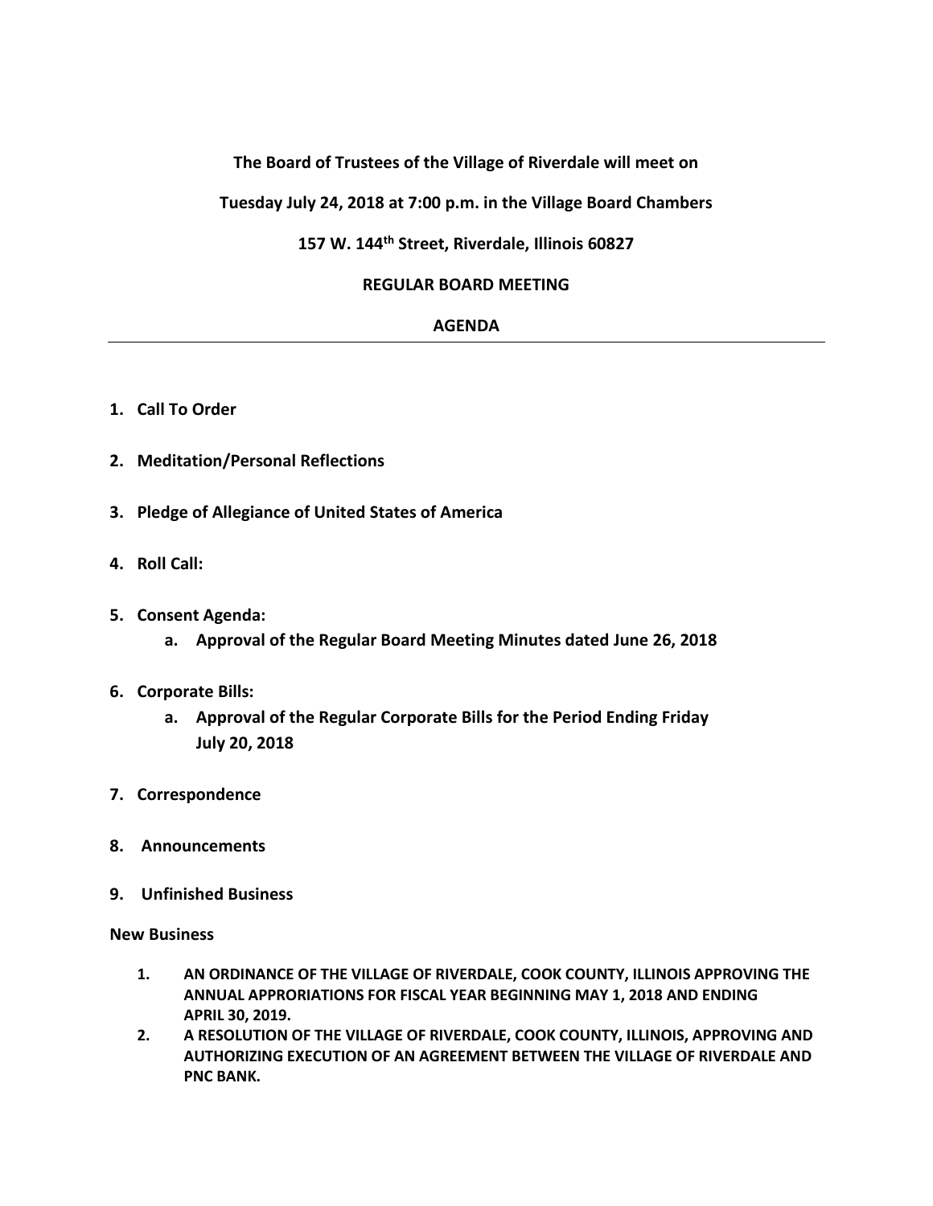**The Board of Trustees of the Village of Riverdale will meet on**

**Tuesday July 24, 2018 at 7:00 p.m. in the Village Board Chambers**

**157 W. 144th Street, Riverdale, Illinois 60827**

**REGULAR BOARD MEETING**

**AGENDA**

---

1. **Call To Order**

2. **Meditation/Personal Reflections**

3. **Pledge of Allegiance of United States of America**

4. **Roll Call:**

5. **Consent Agenda:**
   a. **Approval of the Regular Board Meeting Minutes dated June 26, 2018**

6. **Corporate Bills:**
   a. **Approval of the Regular Corporate Bills for the Period Ending Friday July 20, 2018**

7. **Correspondence**

8. **Announcements**

9. **Unfinished Business**

**New Business**

1. **AN ORDINANCE OF THE VILLAGE OF RIVERDALE, COOK COUNTY, ILLINOIS APPROVING THE ANNUAL APPRORIATIONS FOR FISCAL YEAR BEGINNING MAY 1, 2018 AND ENDING APRIL 30, 2019.**
2. **A RESOLUTION OF THE VILLAGE OF RIVERDALE, COOK COUNTY, ILLINOIS, APPROVING AND AUTHORIZING EXECUTION OF AN AGREEMENT BETWEEN THE VILLAGE OF RIVERDALE AND PNC BANK.**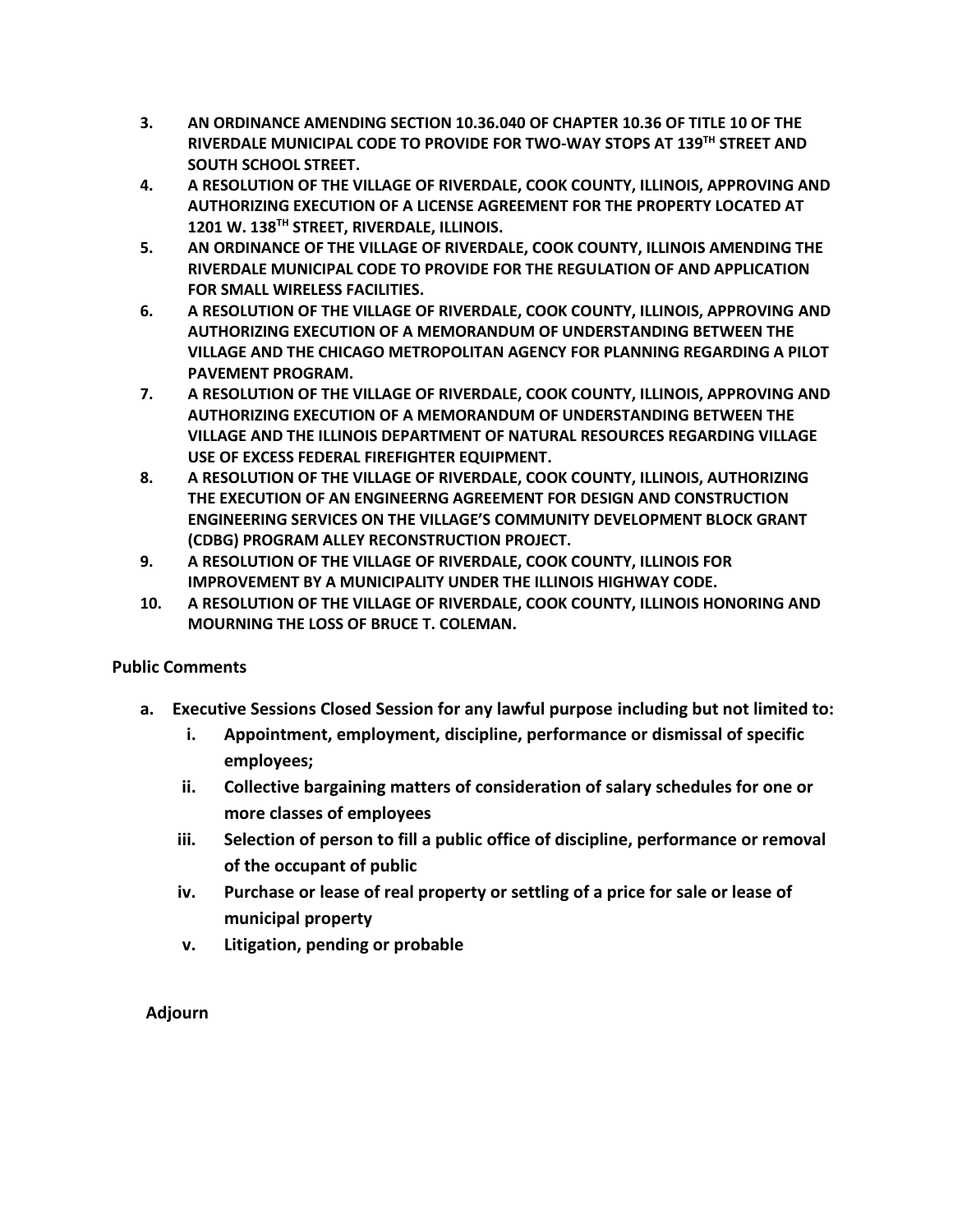3. **AN ORDINANCE AMENDING SECTION 10.36.040 OF CHAPTER 10.36 OF TITLE 10 OF THE RIVERDALE MUNICIPAL CODE TO PROVIDE FOR TWO-WAY STOPS AT 139TH STREET AND SOUTH SCHOOL STREET.**
4. **A RESOLUTION OF THE VILLAGE OF RIVERDALE, COOK COUNTY, ILLINOIS, APPROVING AND AUTHORIZING EXECUTION OF A LICENSE AGREEMENT FOR THE PROPERTY LOCATED AT 1201 W. 138TH STREET, RIVERDALE, ILLINOIS.**
5. **AN ORDINANCE OF THE VILLAGE OF RIVERDALE, COOK COUNTY, ILLINOIS AMENDING THE RIVERDALE MUNICIPAL CODE TO PROVIDE FOR THE REGULATION OF AND APPLICATION FOR SMALL WIRELESS FACILITIES.**
6. **A RESOLUTION OF THE VILLAGE OF RIVERDALE, COOK COUNTY, ILLINOIS, APPROVING AND AUTHORIZING EXECUTION OF A MEMORANDUM OF UNDERSTANDING BETWEEN THE VILLAGE AND THE CHICAGO METROPOLITAN AGENCY FOR PLANNING REGARDING A PILOT PAVEMENT PROGRAM.**
7. **A RESOLUTION OF THE VILLAGE OF RIVERDALE, COOK COUNTY, ILLINOIS, APPROVING AND AUTHORIZING EXECUTION OF A MEMORANDUM OF UNDERSTANDING BETWEEN THE VILLAGE AND THE ILLINOIS DEPARTMENT OF NATURAL RESOURCES REGARDING VILLAGE USE OF EXCESS FEDERAL FIREFIGHTER EQUIPMENT.**
8. **A RESOLUTION OF THE VILLAGE OF RIVERDALE, COOK COUNTY, ILLINOIS, AUTHORIZING THE EXECUTION OF AN ENGINEERNG AGREEMENT FOR DESIGN AND CONSTRUCTION ENGINEERING SERVICES ON THE VILLAGE'S COMMUNITY DEVELOPMENT BLOCK GRANT (CDBG) PROGRAM ALLEY RECONSTRUCTION PROJECT.**
9. **A RESOLUTION OF THE VILLAGE OF RIVERDALE, COOK COUNTY, ILLINOIS FOR IMPROVEMENT BY A MUNICIPALITY UNDER THE ILLINOIS HIGHWAY CODE.**
10. **A RESOLUTION OF THE VILLAGE OF RIVERDALE, COOK COUNTY, ILLINOIS HONORING AND MOURNING THE LOSS OF BRUCE T. COLEMAN.**

**Public Comments**

a. **Executive Sessions Closed Session for any lawful purpose including but not limited to:**
   i. **Appointment, employment, discipline, performance or dismissal of specific employees;**
   ii. **Collective bargaining matters of consideration of salary schedules for one or more classes of employees**
   iii. **Selection of person to fill a public office of discipline, performance or removal of the occupant of public**
   iv. **Purchase or lease of real property or settling of a price for sale or lease of municipal property**
   v. **Litigation, pending or probable**

**Adjourn**